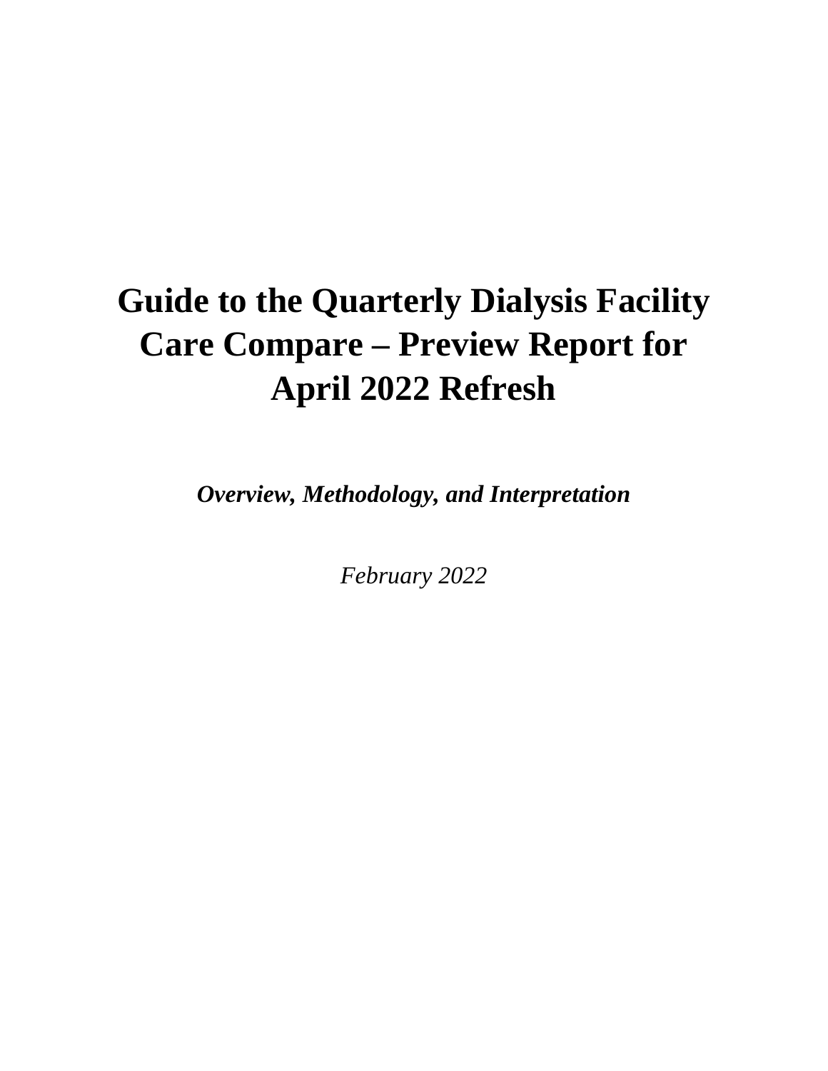# Guide to the Quarterly Dialysis Facility Care Compare – Preview Report for April 2022 Refresh

***Overview, Methodology, and Interpretation***

*February 2022*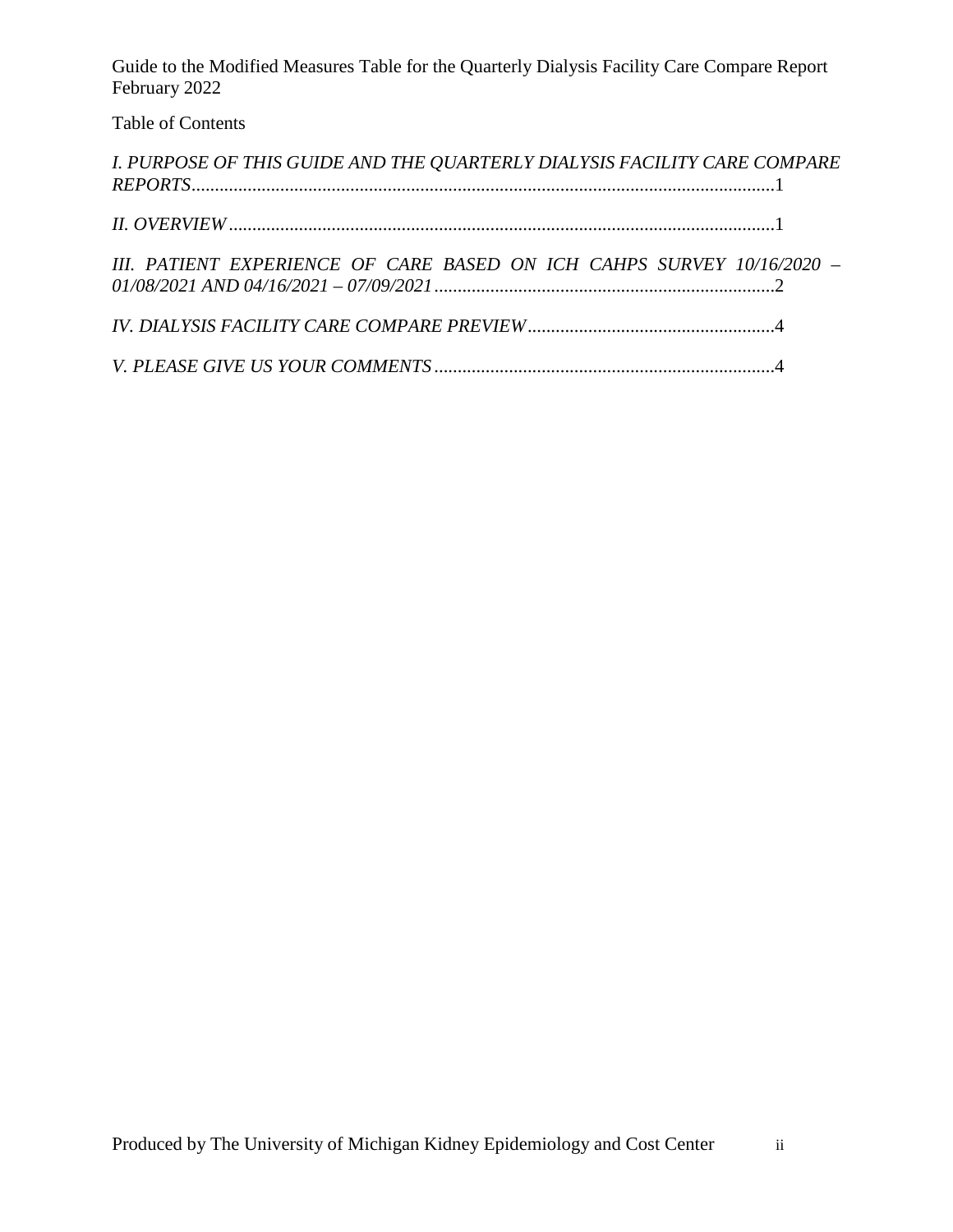Table of Contents

*I. PURPOSE OF THIS GUIDE AND THE QUARTERLY DIALYSIS FACILITY CARE COMPARE REPORTS*............................................................................................................................1

*II. OVERVIEW*.....................................................................................................................1

*III. PATIENT EXPERIENCE OF CARE BASED ON ICH CAHPS SURVEY 10/16/2020 – 01/08/2021 AND 04/16/2021 – 07/09/2021*........................................................................2

*IV. DIALYSIS FACILITY CARE COMPARE PREVIEW*....................................................4

*V. PLEASE GIVE US YOUR COMMENTS*........................................................................4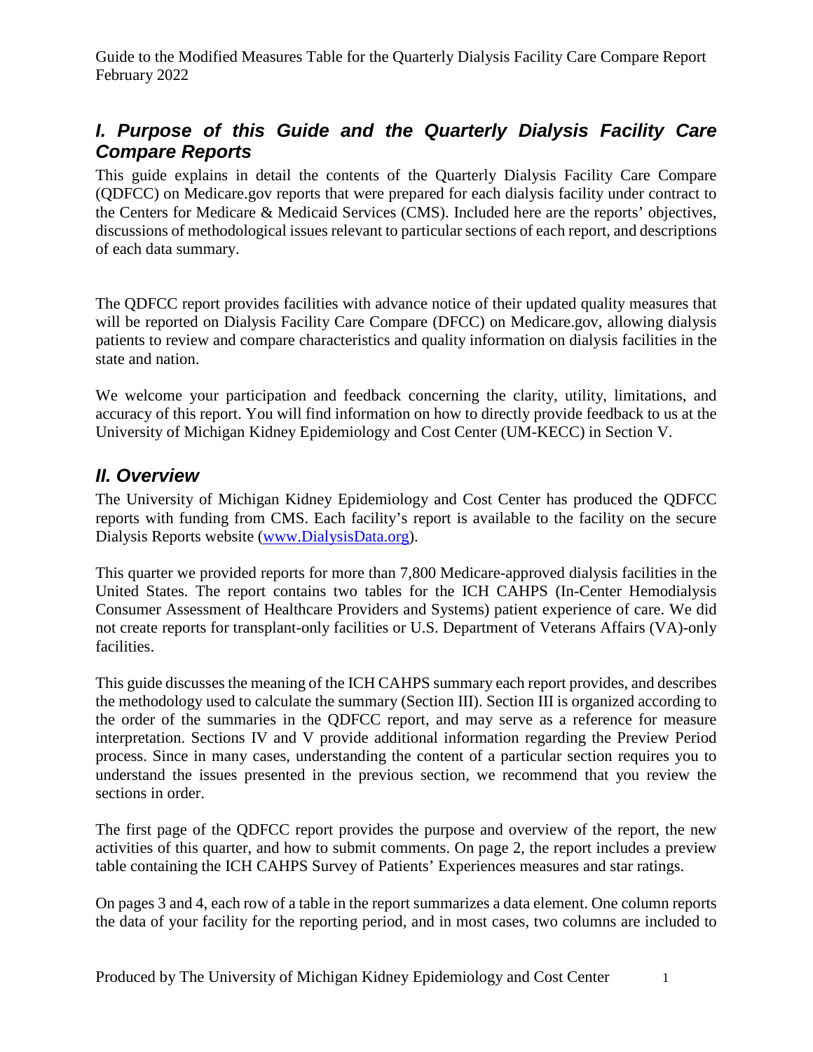## *I. Purpose of this Guide and the Quarterly Dialysis Facility Care Compare Reports*

This guide explains in detail the contents of the Quarterly Dialysis Facility Care Compare (QDFCC) on Medicare.gov reports that were prepared for each dialysis facility under contract to the Centers for Medicare & Medicaid Services (CMS). Included here are the reports' objectives, discussions of methodological issues relevant to particular sections of each report, and descriptions of each data summary.

The QDFCC report provides facilities with advance notice of their updated quality measures that will be reported on Dialysis Facility Care Compare (DFCC) on Medicare.gov, allowing dialysis patients to review and compare characteristics and quality information on dialysis facilities in the state and nation.

We welcome your participation and feedback concerning the clarity, utility, limitations, and accuracy of this report. You will find information on how to directly provide feedback to us at the University of Michigan Kidney Epidemiology and Cost Center (UM-KECC) in Section V.

## *II. Overview*

The University of Michigan Kidney Epidemiology and Cost Center has produced the QDFCC reports with funding from CMS. Each facility's report is available to the facility on the secure Dialysis Reports website (www.DialysisData.org).

This quarter we provided reports for more than 7,800 Medicare-approved dialysis facilities in the United States. The report contains two tables for the ICH CAHPS (In-Center Hemodialysis Consumer Assessment of Healthcare Providers and Systems) patient experience of care. We did not create reports for transplant-only facilities or U.S. Department of Veterans Affairs (VA)-only facilities.

This guide discusses the meaning of the ICH CAHPS summary each report provides, and describes the methodology used to calculate the summary (Section III). Section III is organized according to the order of the summaries in the QDFCC report, and may serve as a reference for measure interpretation. Sections IV and V provide additional information regarding the Preview Period process. Since in many cases, understanding the content of a particular section requires you to understand the issues presented in the previous section, we recommend that you review the sections in order.

The first page of the QDFCC report provides the purpose and overview of the report, the new activities of this quarter, and how to submit comments. On page 2, the report includes a preview table containing the ICH CAHPS Survey of Patients' Experiences measures and star ratings.

On pages 3 and 4, each row of a table in the report summarizes a data element. One column reports the data of your facility for the reporting period, and in most cases, two columns are included to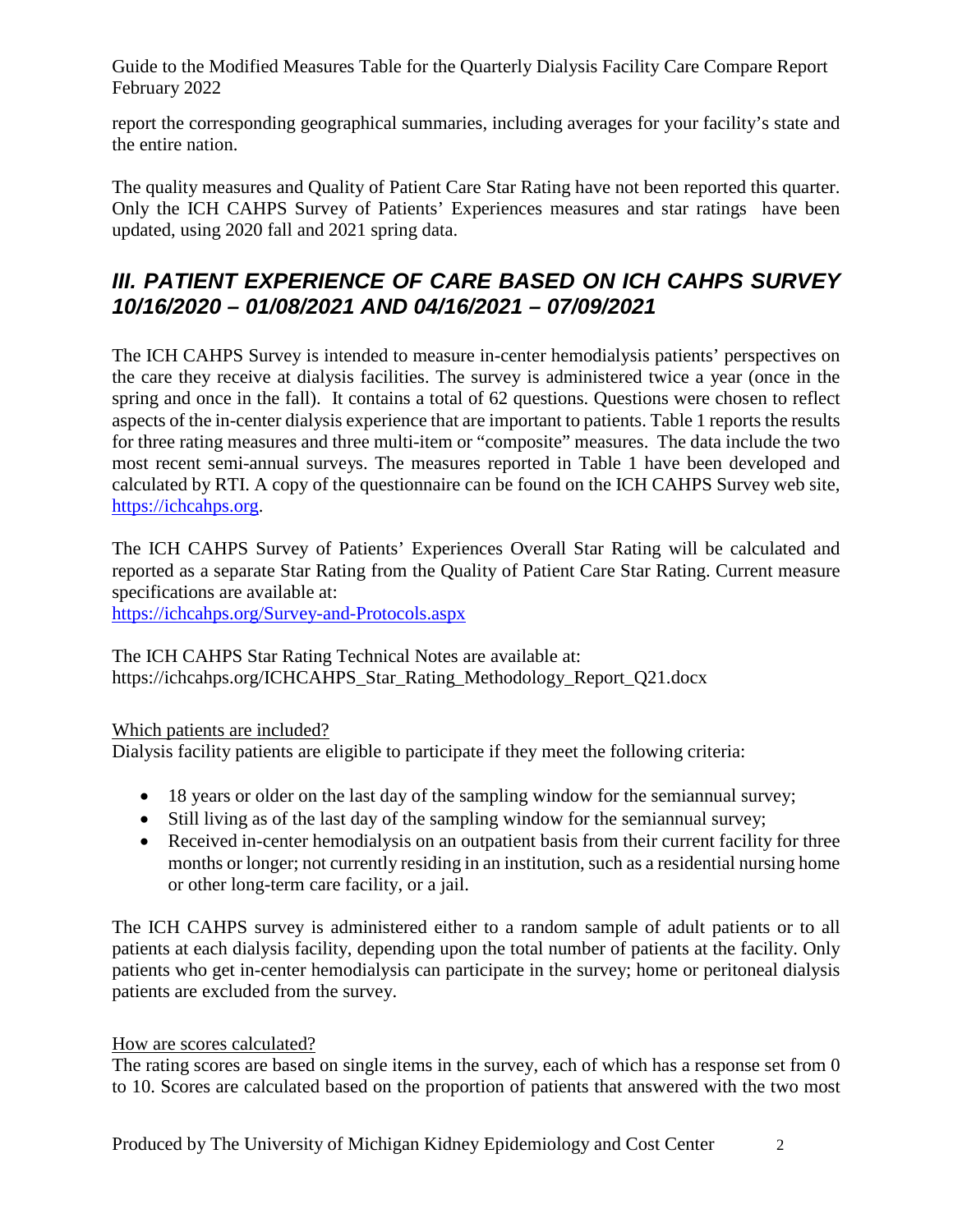report the corresponding geographical summaries, including averages for your facility's state and the entire nation.

The quality measures and Quality of Patient Care Star Rating have not been reported this quarter. Only the ICH CAHPS Survey of Patients' Experiences measures and star ratings have been updated, using 2020 fall and 2021 spring data.

## *III. PATIENT EXPERIENCE OF CARE BASED ON ICH CAHPS SURVEY 10/16/2020 – 01/08/2021 AND 04/16/2021 – 07/09/2021*

The ICH CAHPS Survey is intended to measure in-center hemodialysis patients' perspectives on the care they receive at dialysis facilities. The survey is administered twice a year (once in the spring and once in the fall). It contains a total of 62 questions. Questions were chosen to reflect aspects of the in-center dialysis experience that are important to patients. Table 1 reports the results for three rating measures and three multi-item or "composite" measures. The data include the two most recent semi-annual surveys. The measures reported in Table 1 have been developed and calculated by RTI. A copy of the questionnaire can be found on the ICH CAHPS Survey web site, https://ichcahps.org.

The ICH CAHPS Survey of Patients' Experiences Overall Star Rating will be calculated and reported as a separate Star Rating from the Quality of Patient Care Star Rating. Current measure specifications are available at:
https://ichcahps.org/Survey-and-Protocols.aspx

The ICH CAHPS Star Rating Technical Notes are available at:
https://ichcahps.org/ICHCAHPS_Star_Rating_Methodology_Report_Q21.docx

Which patients are included?

Dialysis facility patients are eligible to participate if they meet the following criteria:

- 18 years or older on the last day of the sampling window for the semiannual survey;
- Still living as of the last day of the sampling window for the semiannual survey;
- Received in-center hemodialysis on an outpatient basis from their current facility for three months or longer; not currently residing in an institution, such as a residential nursing home or other long-term care facility, or a jail.

The ICH CAHPS survey is administered either to a random sample of adult patients or to all patients at each dialysis facility, depending upon the total number of patients at the facility. Only patients who get in-center hemodialysis can participate in the survey; home or peritoneal dialysis patients are excluded from the survey.

How are scores calculated?

The rating scores are based on single items in the survey, each of which has a response set from 0 to 10. Scores are calculated based on the proportion of patients that answered with the two most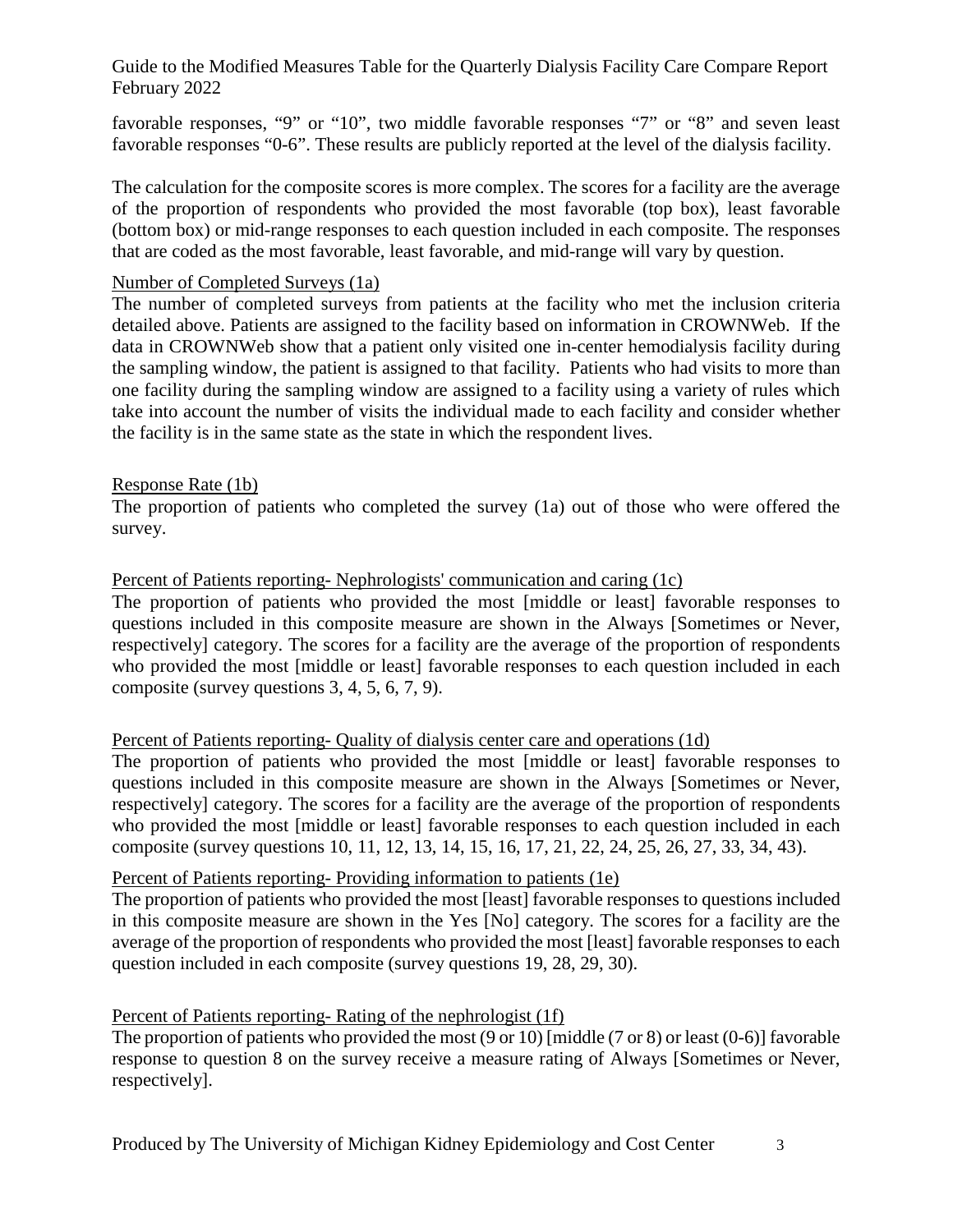favorable responses, "9" or "10", two middle favorable responses "7" or "8" and seven least favorable responses "0-6". These results are publicly reported at the level of the dialysis facility.

The calculation for the composite scores is more complex. The scores for a facility are the average of the proportion of respondents who provided the most favorable (top box), least favorable (bottom box) or mid-range responses to each question included in each composite. The responses that are coded as the most favorable, least favorable, and mid-range will vary by question.

<u>Number of Completed Surveys (1a)</u>

The number of completed surveys from patients at the facility who met the inclusion criteria detailed above. Patients are assigned to the facility based on information in CROWNWeb. If the data in CROWNWeb show that a patient only visited one in-center hemodialysis facility during the sampling window, the patient is assigned to that facility. Patients who had visits to more than one facility during the sampling window are assigned to a facility using a variety of rules which take into account the number of visits the individual made to each facility and consider whether the facility is in the same state as the state in which the respondent lives.

<u>Response Rate (1b)</u>

The proportion of patients who completed the survey (1a) out of those who were offered the survey.

<u>Percent of Patients reporting- Nephrologists' communication and caring (1c)</u>

The proportion of patients who provided the most [middle or least] favorable responses to questions included in this composite measure are shown in the Always [Sometimes or Never, respectively] category. The scores for a facility are the average of the proportion of respondents who provided the most [middle or least] favorable responses to each question included in each composite (survey questions 3, 4, 5, 6, 7, 9).

<u>Percent of Patients reporting- Quality of dialysis center care and operations (1d)</u>

The proportion of patients who provided the most [middle or least] favorable responses to questions included in this composite measure are shown in the Always [Sometimes or Never, respectively] category. The scores for a facility are the average of the proportion of respondents who provided the most [middle or least] favorable responses to each question included in each composite (survey questions 10, 11, 12, 13, 14, 15, 16, 17, 21, 22, 24, 25, 26, 27, 33, 34, 43).

<u>Percent of Patients reporting- Providing information to patients (1e)</u>

The proportion of patients who provided the most [least] favorable responses to questions included in this composite measure are shown in the Yes [No] category. The scores for a facility are the average of the proportion of respondents who provided the most [least] favorable responses to each question included in each composite (survey questions 19, 28, 29, 30).

<u>Percent of Patients reporting- Rating of the nephrologist (1f)</u>

The proportion of patients who provided the most (9 or 10) [middle (7 or 8) or least (0-6)] favorable response to question 8 on the survey receive a measure rating of Always [Sometimes or Never, respectively].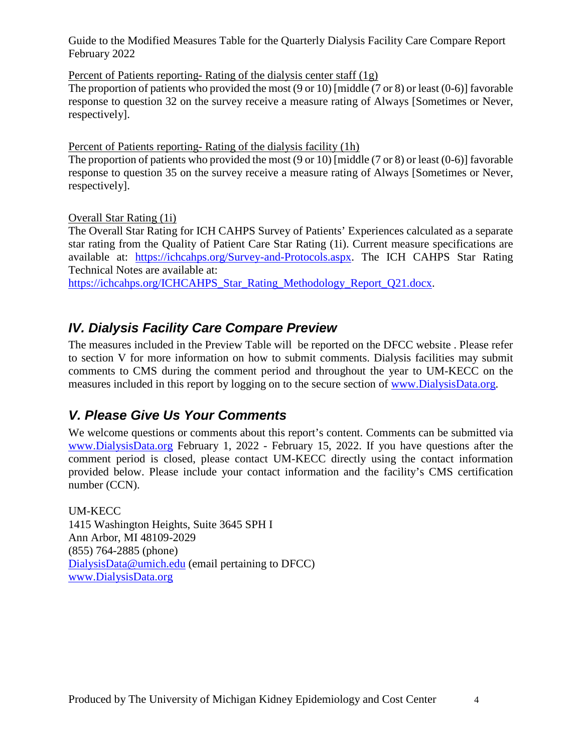Percent of Patients reporting- Rating of the dialysis center staff (1g)

The proportion of patients who provided the most (9 or 10) [middle (7 or 8) or least (0-6)] favorable response to question 32 on the survey receive a measure rating of Always [Sometimes or Never, respectively].

Percent of Patients reporting- Rating of the dialysis facility (1h)

The proportion of patients who provided the most (9 or 10) [middle (7 or 8) or least (0-6)] favorable response to question 35 on the survey receive a measure rating of Always [Sometimes or Never, respectively].

Overall Star Rating (1i)

The Overall Star Rating for ICH CAHPS Survey of Patients' Experiences calculated as a separate star rating from the Quality of Patient Care Star Rating (1i). Current measure specifications are available at: https://ichcahps.org/Survey-and-Protocols.aspx. The ICH CAHPS Star Rating Technical Notes are available at:
https://ichcahps.org/ICHCAHPS_Star_Rating_Methodology_Report_Q21.docx.

## IV. Dialysis Facility Care Compare Preview

The measures included in the Preview Table will be reported on the DFCC website . Please refer to section V for more information on how to submit comments. Dialysis facilities may submit comments to CMS during the comment period and throughout the year to UM-KECC on the measures included in this report by logging on to the secure section of www.DialysisData.org.

## V. Please Give Us Your Comments

We welcome questions or comments about this report's content. Comments can be submitted via www.DialysisData.org February 1, 2022 - February 15, 2022. If you have questions after the comment period is closed, please contact UM-KECC directly using the contact information provided below. Please include your contact information and the facility's CMS certification number (CCN).

UM-KECC
1415 Washington Heights, Suite 3645 SPH I
Ann Arbor, MI 48109-2029
(855) 764-2885 (phone)
DialysisData@umich.edu (email pertaining to DFCC)
www.DialysisData.org